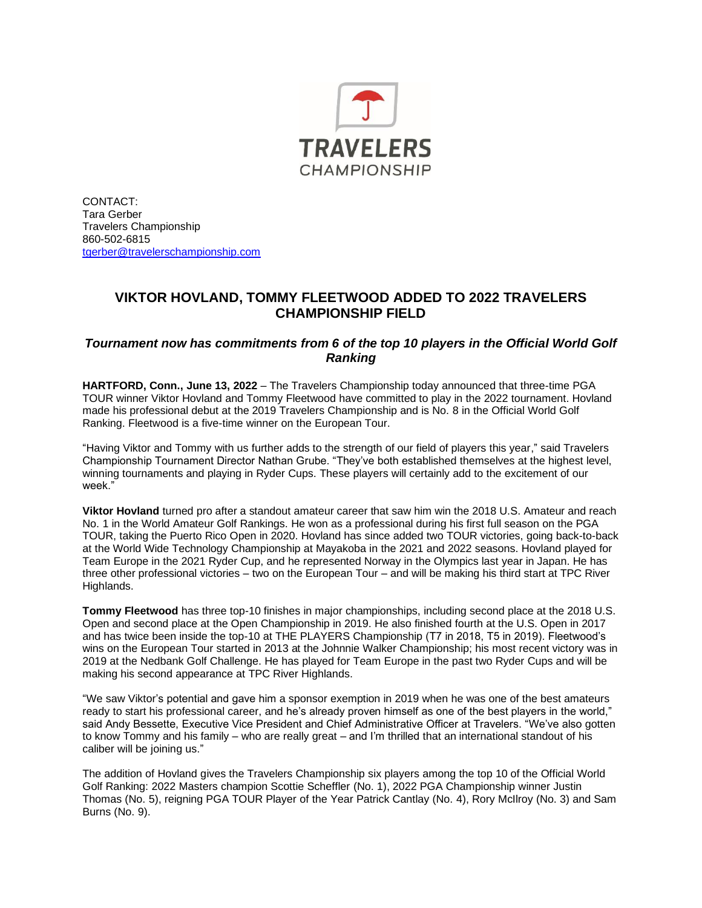TRAVELERS CHAMPIONSHIP

CONTACT:
Tara Gerber
Travelers Championship
860-502-6815
tgerber@travelerschampionship.com

## VIKTOR HOVLAND, TOMMY FLEETWOOD ADDED TO 2022 TRAVELERS CHAMPIONSHIP FIELD

### *Tournament now has commitments from 6 of the top 10 players in the Official World Golf Ranking*

**HARTFORD, Conn., June 13, 2022** – The Travelers Championship today announced that three-time PGA TOUR winner Viktor Hovland and Tommy Fleetwood have committed to play in the 2022 tournament. Hovland made his professional debut at the 2019 Travelers Championship and is No. 8 in the Official World Golf Ranking. Fleetwood is a five-time winner on the European Tour.

"Having Viktor and Tommy with us further adds to the strength of our field of players this year," said Travelers Championship Tournament Director Nathan Grube. "They've both established themselves at the highest level, winning tournaments and playing in Ryder Cups. These players will certainly add to the excitement of our week."

**Viktor Hovland** turned pro after a standout amateur career that saw him win the 2018 U.S. Amateur and reach No. 1 in the World Amateur Golf Rankings. He won as a professional during his first full season on the PGA TOUR, taking the Puerto Rico Open in 2020. Hovland has since added two TOUR victories, going back-to-back at the World Wide Technology Championship at Mayakoba in the 2021 and 2022 seasons. Hovland played for Team Europe in the 2021 Ryder Cup, and he represented Norway in the Olympics last year in Japan. He has three other professional victories – two on the European Tour – and will be making his third start at TPC River Highlands.

**Tommy Fleetwood** has three top-10 finishes in major championships, including second place at the 2018 U.S. Open and second place at the Open Championship in 2019. He also finished fourth at the U.S. Open in 2017 and has twice been inside the top-10 at THE PLAYERS Championship (T7 in 2018, T5 in 2019). Fleetwood's wins on the European Tour started in 2013 at the Johnnie Walker Championship; his most recent victory was in 2019 at the Nedbank Golf Challenge. He has played for Team Europe in the past two Ryder Cups and will be making his second appearance at TPC River Highlands.

"We saw Viktor's potential and gave him a sponsor exemption in 2019 when he was one of the best amateurs ready to start his professional career, and he's already proven himself as one of the best players in the world," said Andy Bessette, Executive Vice President and Chief Administrative Officer at Travelers. "We've also gotten to know Tommy and his family – who are really great – and I'm thrilled that an international standout of his caliber will be joining us."

The addition of Hovland gives the Travelers Championship six players among the top 10 of the Official World Golf Ranking: 2022 Masters champion Scottie Scheffler (No. 1), 2022 PGA Championship winner Justin Thomas (No. 5), reigning PGA TOUR Player of the Year Patrick Cantlay (No. 4), Rory McIlroy (No. 3) and Sam Burns (No. 9).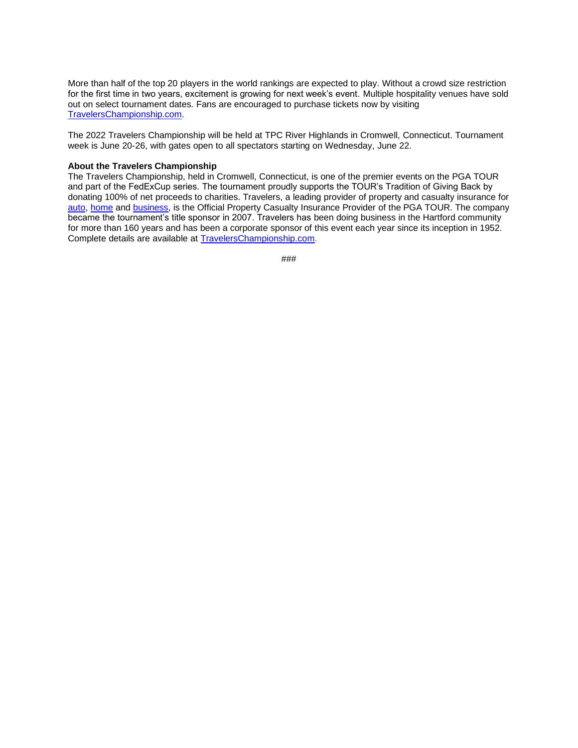More than half of the top 20 players in the world rankings are expected to play. Without a crowd size restriction for the first time in two years, excitement is growing for next week's event. Multiple hospitality venues have sold out on select tournament dates. Fans are encouraged to purchase tickets now by visiting TravelersChampionship.com.

The 2022 Travelers Championship will be held at TPC River Highlands in Cromwell, Connecticut. Tournament week is June 20-26, with gates open to all spectators starting on Wednesday, June 22.

**About the Travelers Championship**

The Travelers Championship, held in Cromwell, Connecticut, is one of the premier events on the PGA TOUR and part of the FedExCup series. The tournament proudly supports the TOUR's Tradition of Giving Back by donating 100% of net proceeds to charities. Travelers, a leading provider of property and casualty insurance for auto, home and business, is the Official Property Casualty Insurance Provider of the PGA TOUR. The company became the tournament's title sponsor in 2007. Travelers has been doing business in the Hartford community for more than 160 years and has been a corporate sponsor of this event each year since its inception in 1952. Complete details are available at TravelersChampionship.com.

###